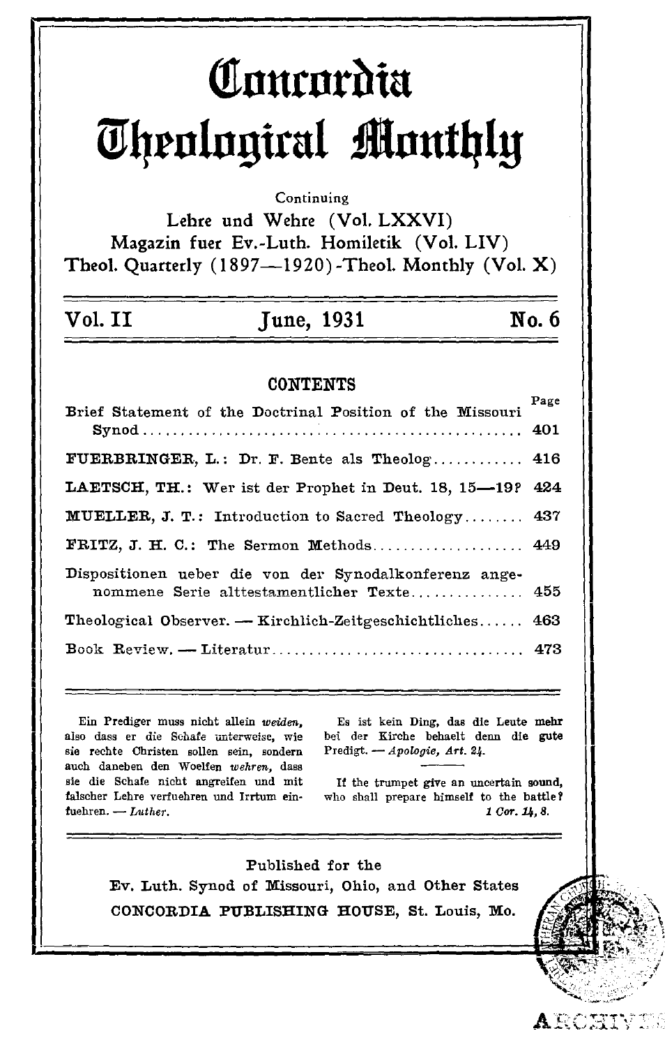# Concordia Theological Monthly

Continuing

Lehre und Wehre (Vol. LXXVI)

Magazin fuer Ev.-Luth. Homiletik (Vol. LIV)

Theol. Quarterly (1897—1920)-Theol. Monthly (Vol. X)

**Vol. II** **June, 1931** **No. 6**

## CONTENTS

| | Page |
|---|---|
| Brief Statement of the Doctrinal Position of the Missouri Synod | 401 |
| FUERBRINGER, L.: Dr. F. Bente als Theolog | 416 |
| LAETSCH, TH.: Wer ist der Prophet in Deut. 18, 15—19? | 424 |
| MUELLER, J. T.: Introduction to Sacred Theology | 437 |
| FRITZ, J. H. C.: The Sermon Methods | 449 |
| Dispositionen ueber die von der Synodalkonferenz angenommene Serie alttestamentlicher Texte | 455 |
| Theological Observer. — Kirchlich-Zeitgeschichtliches | 463 |
| Book Review. — Literatur | 473 |

Ein Prediger muss nicht allein *weiden*, also dass er die Schafe unterweise, wie sie rechte Christen sollen sein, sondern auch daneben den Woelfen *wehren*, dass sie die Schafe nicht angreifen und mit falscher Lehre verfuehren und Irrtum einfuehren. — *Luther.*

Es ist kein Ding, das die Leute mehr bei der Kirche behaelt denn die gute Predigt. — *Apologie, Art. 24.*

If the trumpet give an uncertain sound, who shall prepare himself to the battle? *1 Cor. 14, 8.*

Published for the

Ev. Luth. Synod of Missouri, Ohio, and Other States

CONCORDIA PUBLISHING HOUSE, St. Louis, Mo.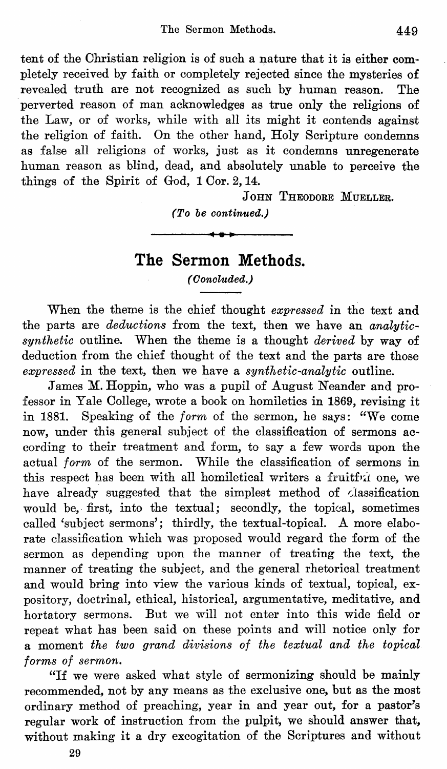tent of the Christian religion is of such a nature that it is either completely received by faith or completely rejected since the mysteries of revealed truth are not recognized as such by human reason. The perverted reason of man acknowledges as true only the religions of the Law, or of works, while with all its might it contends against the religion of faith. On the other hand, Holy Scripture condemns as false all religions of works, just as it condemns unregenerate human reason as blind, dead, and absolutely unable to perceive the things of the Spirit of God, 1 Cor. 2, 14.

JOHN THEODORE MUELLER.

*(To be continued.)*

---

## The Sermon Methods.

*(Concluded.)*

When the theme is the chief thought *expressed* in the text and the parts are *deductions* from the text, then we have an *analytic-synthetic* outline. When the theme is a thought *derived* by way of deduction from the chief thought of the text and the parts are those *expressed* in the text, then we have a *synthetic-analytic* outline.

James M. Hoppin, who was a pupil of August Neander and professor in Yale College, wrote a book on homiletics in 1869, revising it in 1881. Speaking of the *form* of the sermon, he says: "We come now, under this general subject of the classification of sermons according to their treatment and form, to say a few words upon the actual *form* of the sermon. While the classification of sermons in this respect has been with all homiletical writers a fruitful one, we have already suggested that the simplest method of classification would be, first, into the textual; secondly, the topical, sometimes called 'subject sermons'; thirdly, the textual-topical. A more elaborate classification which was proposed would regard the form of the sermon as depending upon the manner of treating the text, the manner of treating the subject, and the general rhetorical treatment and would bring into view the various kinds of textual, topical, expository, doctrinal, ethical, historical, argumentative, meditative, and hortatory sermons. But we will not enter into this wide field or repeat what has been said on these points and will notice only for a moment *the two grand divisions of the textual and the topical forms of sermon.*

"If we were asked what style of sermonizing should be mainly recommended, not by any means as the exclusive one, but as the most ordinary method of preaching, year in and year out, for a pastor's regular work of instruction from the pulpit, we should answer that, without making it a dry excogitation of the Scriptures and without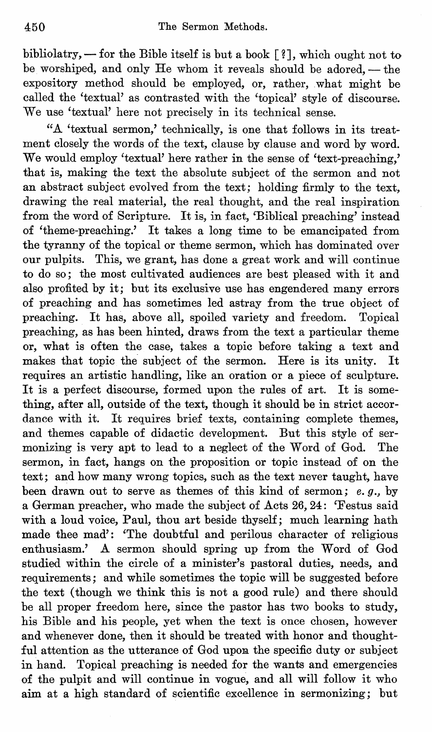bibliolatry, — for the Bible itself is but a book [?], which ought not to be worshiped, and only He whom it reveals should be adored, — the expository method should be employed, or, rather, what might be called the 'textual' as contrasted with the 'topical' style of discourse. We use 'textual' here not precisely in its technical sense.

"A 'textual sermon,' technically, is one that follows in its treatment closely the words of the text, clause by clause and word by word. We would employ 'textual' here rather in the sense of 'text-preaching,' that is, making the text the absolute subject of the sermon and not an abstract subject evolved from the text; holding firmly to the text, drawing the real material, the real thought, and the real inspiration from the word of Scripture. It is, in fact, 'Biblical preaching' instead of 'theme-preaching.' It takes a long time to be emancipated from the tyranny of the topical or theme sermon, which has dominated over our pulpits. This, we grant, has done a great work and will continue to do so; the most cultivated audiences are best pleased with it and also profited by it; but its exclusive use has engendered many errors of preaching and has sometimes led astray from the true object of preaching. It has, above all, spoiled variety and freedom. Topical preaching, as has been hinted, draws from the text a particular theme or, what is often the case, takes a topic before taking a text and makes that topic the subject of the sermon. Here is its unity. It requires an artistic handling, like an oration or a piece of sculpture. It is a perfect discourse, formed upon the rules of art. It is something, after all, outside of the text, though it should be in strict accordance with it. It requires brief texts, containing complete themes, and themes capable of didactic development. But this style of sermonizing is very apt to lead to a neglect of the Word of God. The sermon, in fact, hangs on the proposition or topic instead of on the text; and how many wrong topics, such as the text never taught, have been drawn out to serve as themes of this kind of sermon; *e. g.*, by a German preacher, who made the subject of Acts 26, 24: 'Festus said with a loud voice, Paul, thou art beside thyself; much learning hath made thee mad': 'The doubtful and perilous character of religious enthusiasm.' A sermon should spring up from the Word of God studied within the circle of a minister's pastoral duties, needs, and requirements; and while sometimes the topic will be suggested before the text (though we think this is not a good rule) and there should be all proper freedom here, since the pastor has two books to study, his Bible and his people, yet when the text is once chosen, however and whenever done, then it should be treated with honor and thoughtful attention as the utterance of God upon the specific duty or subject in hand. Topical preaching is needed for the wants and emergencies of the pulpit and will continue in vogue, and all will follow it who aim at a high standard of scientific excellence in sermonizing; but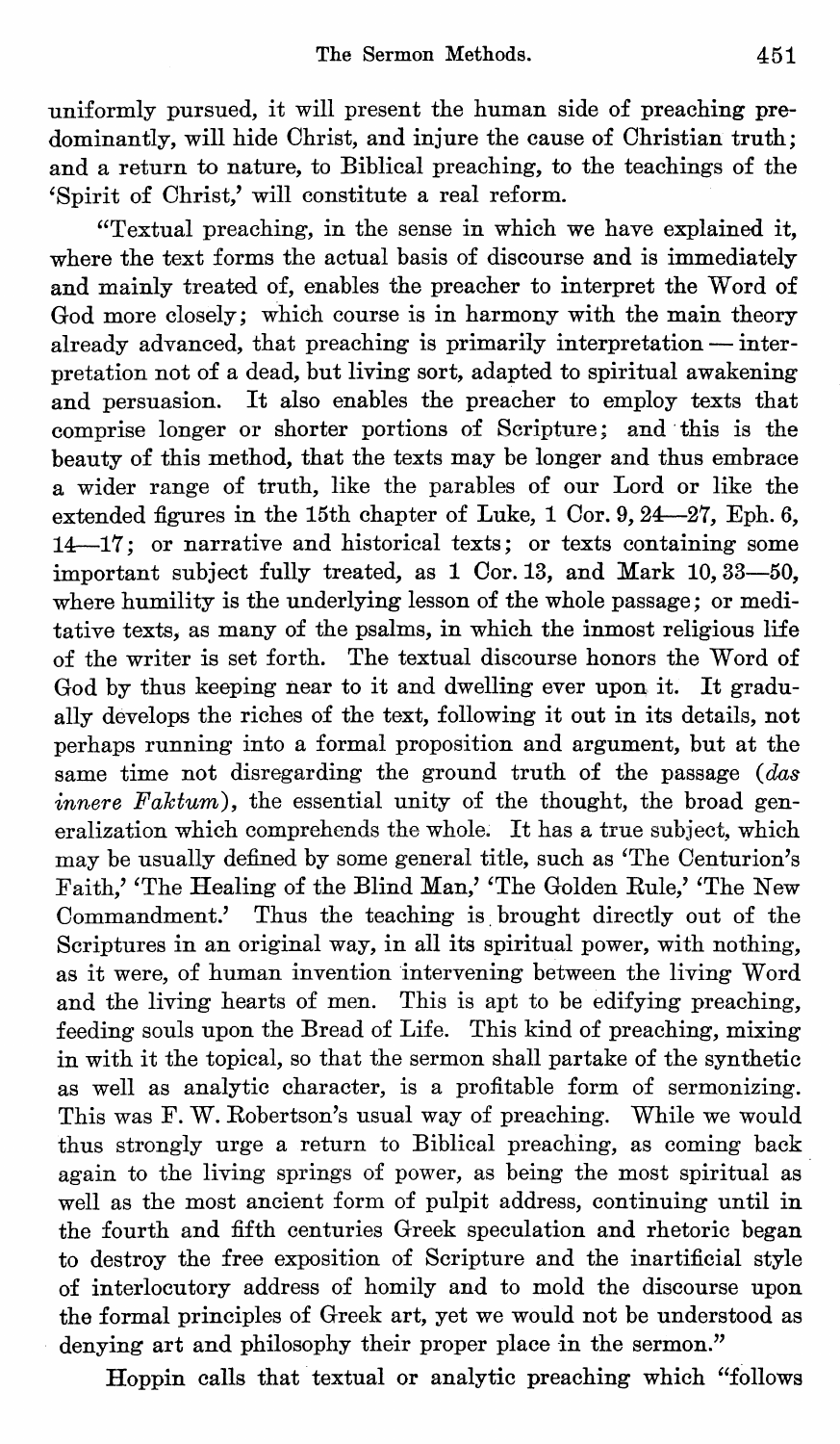uniformly pursued, it will present the human side of preaching predominantly, will hide Christ, and injure the cause of Christian truth; and a return to nature, to Biblical preaching, to the teachings of the 'Spirit of Christ,' will constitute a real reform.

"Textual preaching, in the sense in which we have explained it, where the text forms the actual basis of discourse and is immediately and mainly treated of, enables the preacher to interpret the Word of God more closely; which course is in harmony with the main theory already advanced, that preaching is primarily interpretation — interpretation not of a dead, but living sort, adapted to spiritual awakening and persuasion. It also enables the preacher to employ texts that comprise longer or shorter portions of Scripture; and this is the beauty of this method, that the texts may be longer and thus embrace a wider range of truth, like the parables of our Lord or like the extended figures in the 15th chapter of Luke, 1 Cor. 9, 24—27, Eph. 6, 14—17; or narrative and historical texts; or texts containing some important subject fully treated, as 1 Cor. 13, and Mark 10, 33—50, where humility is the underlying lesson of the whole passage; or meditative texts, as many of the psalms, in which the inmost religious life of the writer is set forth. The textual discourse honors the Word of God by thus keeping near to it and dwelling ever upon it. It gradually develops the riches of the text, following it out in its details, not perhaps running into a formal proposition and argument, but at the same time not disregarding the ground truth of the passage (*das innere Faktum*), the essential unity of the thought, the broad generalization which comprehends the whole. It has a true subject, which may be usually defined by some general title, such as 'The Centurion's Faith,' 'The Healing of the Blind Man,' 'The Golden Rule,' 'The New Commandment.' Thus the teaching is brought directly out of the Scriptures in an original way, in all its spiritual power, with nothing, as it were, of human invention intervening between the living Word and the living hearts of men. This is apt to be edifying preaching, feeding souls upon the Bread of Life. This kind of preaching, mixing in with it the topical, so that the sermon shall partake of the synthetic as well as analytic character, is a profitable form of sermonizing. This was F. W. Robertson's usual way of preaching. While we would thus strongly urge a return to Biblical preaching, as coming back again to the living springs of power, as being the most spiritual as well as the most ancient form of pulpit address, continuing until in the fourth and fifth centuries Greek speculation and rhetoric began to destroy the free exposition of Scripture and the inartificial style of interlocutory address of homily and to mold the discourse upon the formal principles of Greek art, yet we would not be understood as denying art and philosophy their proper place in the sermon."

Hoppin calls that textual or analytic preaching which "follows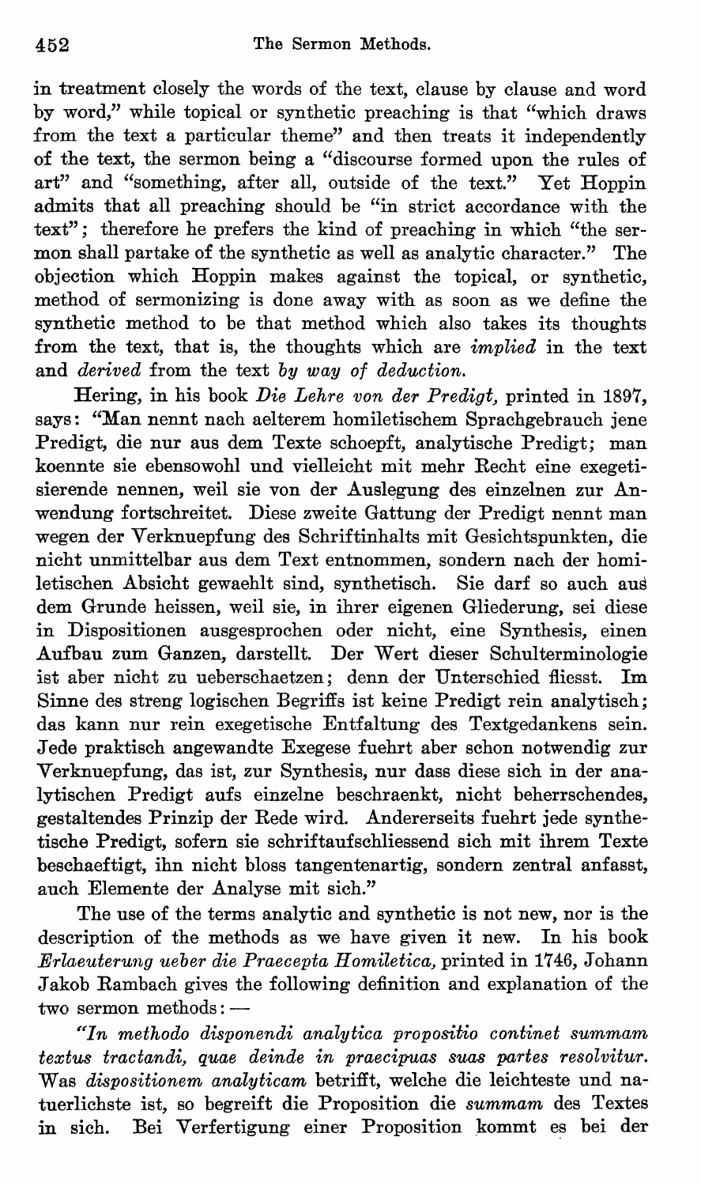in treatment closely the words of the text, clause by clause and word by word," while topical or synthetic preaching is that "which draws from the text a particular theme" and then treats it independently of the text, the sermon being a "discourse formed upon the rules of art" and "something, after all, outside of the text." Yet Hoppin admits that all preaching should be "in strict accordance with the text"; therefore he prefers the kind of preaching in which "the sermon shall partake of the synthetic as well as analytic character." The objection which Hoppin makes against the topical, or synthetic, method of sermonizing is done away with as soon as we define the synthetic method to be that method which also takes its thoughts from the text, that is, the thoughts which are *implied* in the text and *derived* from the text *by way of deduction.*

Hering, in his book *Die Lehre von der Predigt,* printed in 1897, says: "Man nennt nach aelterem homiletischem Sprachgebrauch jene Predigt, die nur aus dem Texte schoepft, analytische Predigt; man koennte sie ebensowohl und vielleicht mit mehr Recht eine exegetisierende nennen, weil sie von der Auslegung des einzelnen zur Anwendung fortschreitet. Diese zweite Gattung der Predigt nennt man wegen der Verknuepfung des Schriftinhalts mit Gesichtspunkten, die nicht unmittelbar aus dem Text entnommen, sondern nach der homiletischen Absicht gewaehlt sind, synthetisch. Sie darf so auch aus dem Grunde heissen, weil sie, in ihrer eigenen Gliederung, sei diese in Dispositionen ausgesprochen oder nicht, eine Synthesis, einen Aufbau zum Ganzen, darstellt. Der Wert dieser Schulterminologie ist aber nicht zu ueberschaetzen; denn der Unterschied fliesst. Im Sinne des streng logischen Begriffs ist keine Predigt rein analytisch; das kann nur rein exegetische Entfaltung des Textgedankens sein. Jede praktisch angewandte Exegese fuehrt aber schon notwendig zur Verknuepfung, das ist, zur Synthesis, nur dass diese sich in der analytischen Predigt aufs einzelne beschraenkt, nicht beherrschendes, gestaltendes Prinzip der Rede wird. Andererseits fuehrt jede synthetische Predigt, sofern sie schriftaufschliessend sich mit ihrem Texte beschaeftigt, ihn nicht bloss tangentenartig, sondern zentral anfasst, auch Elemente der Analyse mit sich."

The use of the terms analytic and synthetic is not new, nor is the description of the methods as we have given it new. In his book *Erlaeuterung ueber die Praecepta Homiletica,* printed in 1746, Johann Jakob Rambach gives the following definition and explanation of the two sermon methods: —

*"In methodo disponendi analytica propositio continet summam textus tractandi, quae deinde in praecipuas suas partes resolvitur.* Was *dispositionem analyticam* betrifft, welche die leichteste und natuerlichste ist, so begreift die Proposition die *summam* des Textes in sich. Bei Verfertigung einer Proposition kommt es bei der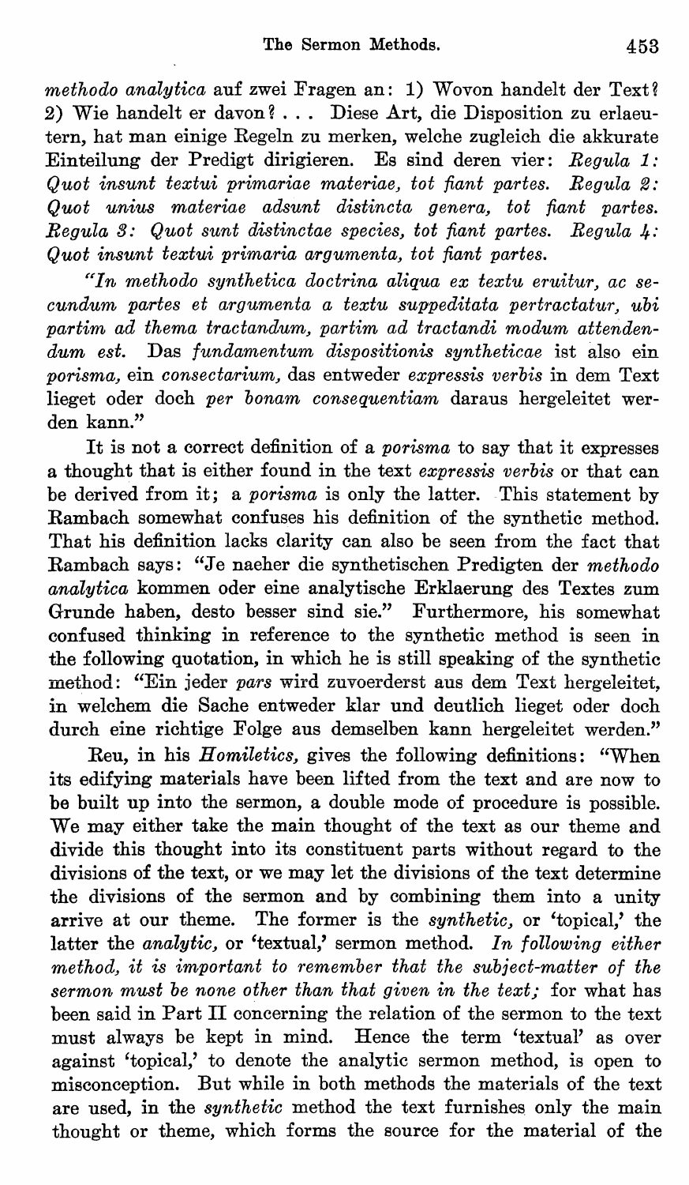*methodo analytica* auf zwei Fragen an: 1) Wovon handelt der Text? 2) Wie handelt er davon? . . . Diese Art, die Disposition zu erlaeutern, hat man einige Regeln zu merken, welche zugleich die akkurate Einteilung der Predigt dirigieren. Es sind deren vier: *Regula 1: Quot insunt textui primariae materiae, tot fiant partes. Regula 2: Quot unius materiae adsunt distincta genera, tot fiant partes. Regula 3: Quot sunt distinctae species, tot fiant partes. Regula 4: Quot insunt textui primaria argumenta, tot fiant partes.*

"*In methodo synthetica doctrina aliqua ex textu eruitur, ac secundum partes et argumenta a textu suppeditata pertractatur, ubi partim ad thema tractandum, partim ad tractandi modum attendendum est.* Das *fundamentum dispositionis syntheticae* ist also ein *porisma,* ein *consectarium,* das entweder *expressis verbis* in dem Text lieget oder doch *per bonam consequentiam* daraus hergeleitet werden kann."

It is not a correct definition of a *porisma* to say that it expresses a thought that is either found in the text *expressis verbis* or that can be derived from it; a *porisma* is only the latter. This statement by Rambach somewhat confuses his definition of the synthetic method. That his definition lacks clarity can also be seen from the fact that Rambach says: "Je naeher die synthetischen Predigten der *methodo analytica* kommen oder eine analytische Erklaerung des Textes zum Grunde haben, desto besser sind sie." Furthermore, his somewhat confused thinking in reference to the synthetic method is seen in the following quotation, in which he is still speaking of the synthetic method: "Ein jeder *pars* wird zuvoerderst aus dem Text hergeleitet, in welchem die Sache entweder klar und deutlich lieget oder doch durch eine richtige Folge aus demselben kann hergeleitet werden."

Reu, in his *Homiletics,* gives the following definitions: "When its edifying materials have been lifted from the text and are now to be built up into the sermon, a double mode of procedure is possible. We may either take the main thought of the text as our theme and divide this thought into its constituent parts without regard to the divisions of the text, or we may let the divisions of the text determine the divisions of the sermon and by combining them into a unity arrive at our theme. The former is the *synthetic,* or 'topical,' the latter the *analytic,* or 'textual,' sermon method. *In following either method, it is important to remember that the subject-matter of the sermon must be none other than that given in the text;* for what has been said in Part II concerning the relation of the sermon to the text must always be kept in mind. Hence the term 'textual' as over against 'topical,' to denote the analytic sermon method, is open to misconception. But while in both methods the materials of the text are used, in the *synthetic* method the text furnishes only the main thought or theme, which forms the source for the material of the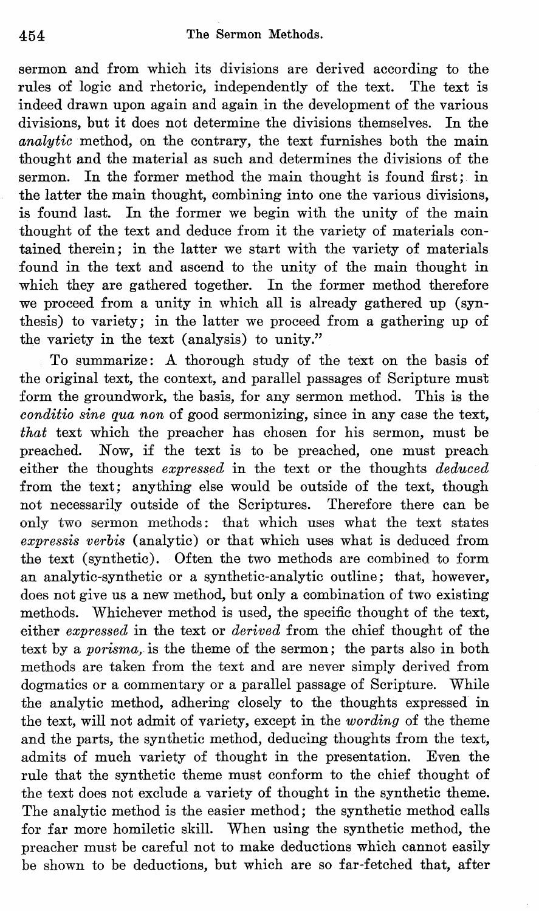sermon and from which its divisions are derived according to the rules of logic and rhetoric, independently of the text. The text is indeed drawn upon again and again in the development of the various divisions, but it does not determine the divisions themselves. In the *analytic* method, on the contrary, the text furnishes both the main thought and the material as such and determines the divisions of the sermon. In the former method the main thought is found first; in the latter the main thought, combining into one the various divisions, is found last. In the former we begin with the unity of the main thought of the text and deduce from it the variety of materials contained therein; in the latter we start with the variety of materials found in the text and ascend to the unity of the main thought in which they are gathered together. In the former method therefore we proceed from a unity in which all is already gathered up (synthesis) to variety; in the latter we proceed from a gathering up of the variety in the text (analysis) to unity."

To summarize: A thorough study of the text on the basis of the original text, the context, and parallel passages of Scripture must form the groundwork, the basis, for any sermon method. This is the *conditio sine qua non* of good sermonizing, since in any case the text, *that* text which the preacher has chosen for his sermon, must be preached. Now, if the text is to be preached, one must preach either the thoughts *expressed* in the text or the thoughts *deduced* from the text; anything else would be outside of the text, though not necessarily outside of the Scriptures. Therefore there can be only two sermon methods: that which uses what the text states *expressis verbis* (analytic) or that which uses what is deduced from the text (synthetic). Often the two methods are combined to form an analytic-synthetic or a synthetic-analytic outline; that, however, does not give us a new method, but only a combination of two existing methods. Whichever method is used, the specific thought of the text, either *expressed* in the text or *derived* from the chief thought of the text by a *porisma*, is the theme of the sermon; the parts also in both methods are taken from the text and are never simply derived from dogmatics or a commentary or a parallel passage of Scripture. While the analytic method, adhering closely to the thoughts expressed in the text, will not admit of variety, except in the *wording* of the theme and the parts, the synthetic method, deducing thoughts from the text, admits of much variety of thought in the presentation. Even the rule that the synthetic theme must conform to the chief thought of the text does not exclude a variety of thought in the synthetic theme. The analytic method is the easier method; the synthetic method calls for far more homiletic skill. When using the synthetic method, the preacher must be careful not to make deductions which cannot easily be shown to be deductions, but which are so far-fetched that, after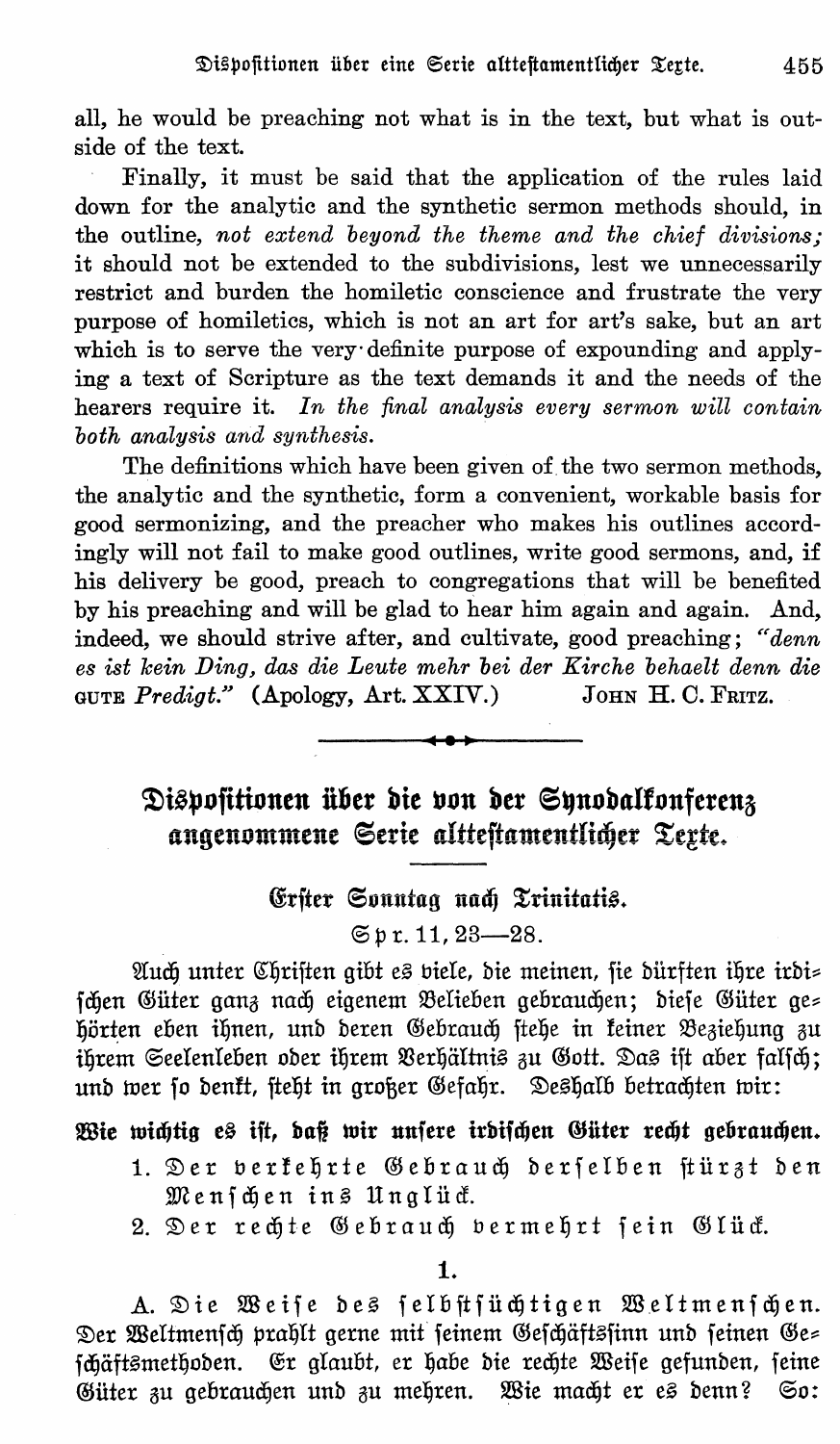all, he would be preaching not what is in the text, but what is outside of the text.

Finally, it must be said that the application of the rules laid down for the analytic and the synthetic sermon methods should, in the outline, *not extend beyond the theme and the chief divisions;* it should not be extended to the subdivisions, lest we unnecessarily restrict and burden the homiletic conscience and frustrate the very purpose of homiletics, which is not an art for art's sake, but an art which is to serve the very definite purpose of expounding and applying a text of Scripture as the text demands it and the needs of the hearers require it. *In the final analysis every sermon will contain both analysis and synthesis.*

The definitions which have been given of the two sermon methods, the analytic and the synthetic, form a convenient, workable basis for good sermonizing, and the preacher who makes his outlines accordingly will not fail to make good outlines, write good sermons, and, if his delivery be good, preach to congregations that will be benefited by his preaching and will be glad to hear him again and again. And, indeed, we should strive after, and cultivate, good preaching; *"denn es ist kein Ding, das die Leute mehr bei der Kirche behaelt denn die* GUTE *Predigt."* (Apology, Art. XXIV.)

JOHN H. C. FRITZ.

---

## Dispositionen über die von der Synodalkonferenz angenommene Serie alttestamentlicher Texte.

### Erster Sonntag nach Trinitatis.

Spr. 11, 23—28.

Auch unter Christen gibt es viele, die meinen, sie dürften ihre irdischen Güter ganz nach eigenem Belieben gebrauchen; diese Güter gehörten eben ihnen, und deren Gebrauch stehe in keiner Beziehung zu ihrem Seelenleben oder ihrem Verhältnis zu Gott. Das ist aber falsch; und wer so denkt, steht in großer Gefahr. Deshalb betrachten wir:

**Wie wichtig es ist, daß wir unsere irdischen Güter recht gebrauchen.**

1. Der verkehrte Gebrauch derselben stürzt den Menschen ins Unglück.
2. Der rechte Gebrauch vermehrt sein Glück.

1.

A. Die Weise des selbstsüchtigen Weltmenschen. Der Weltmensch prahlt gerne mit seinem Geschäftssinn und seinen Geschäftsmethoden. Er glaubt, er habe die rechte Weise gefunden, seine Güter zu gebrauchen und zu mehren. Wie macht er es denn? So: